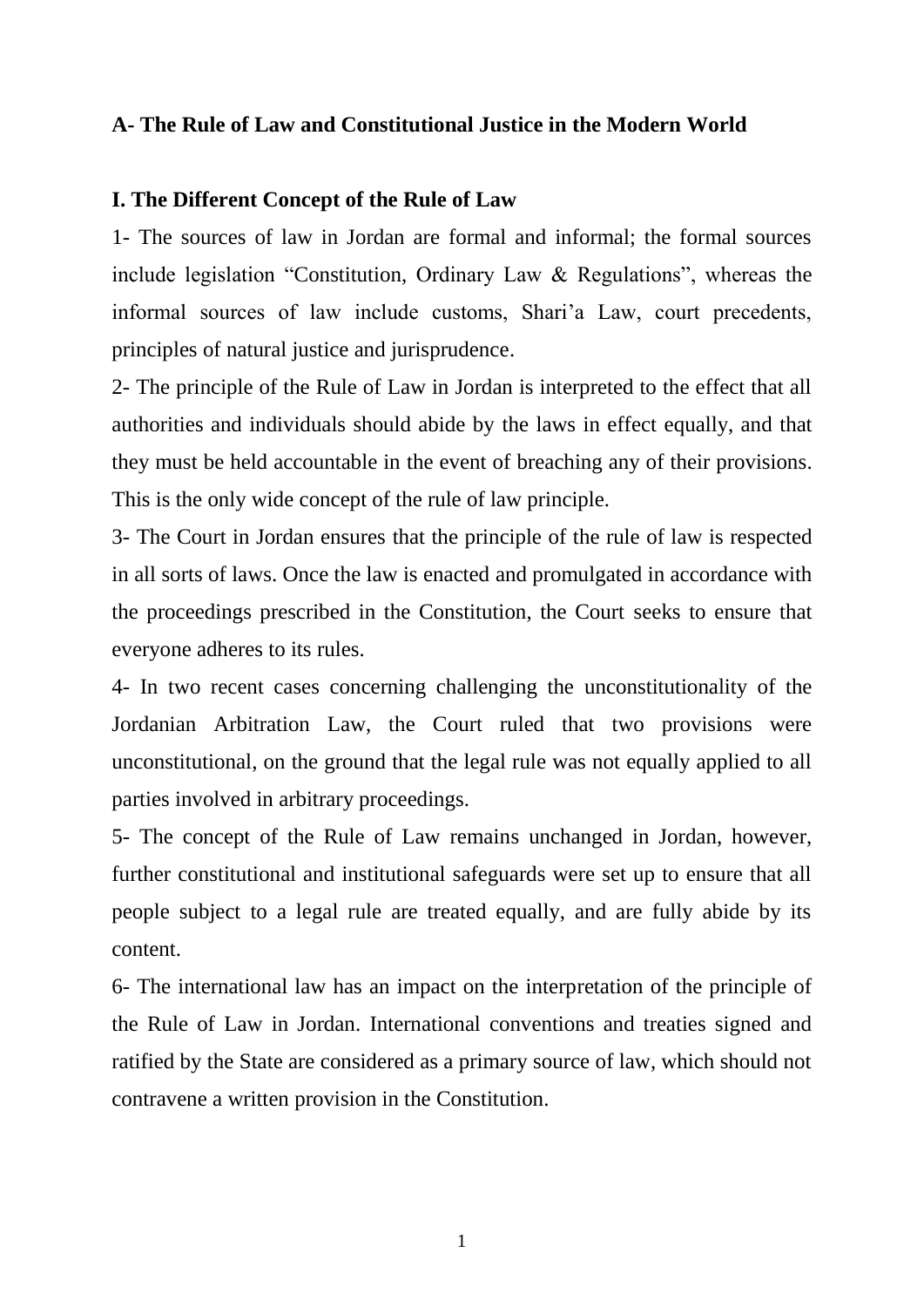## A- The Rule of Law and Constitutional Justice in the Modern World

### I. The Different Concept of the Rule of Law

1- The sources of law in Jordan are formal and informal; the formal sources include legislation "Constitution, Ordinary Law & Regulations", whereas the informal sources of law include customs, Shari'a Law, court precedents, principles of natural justice and jurisprudence.

2- The principle of the Rule of Law in Jordan is interpreted to the effect that all authorities and individuals should abide by the laws in effect equally, and that they must be held accountable in the event of breaching any of their provisions. This is the only wide concept of the rule of law principle.

3- The Court in Jordan ensures that the principle of the rule of law is respected in all sorts of laws. Once the law is enacted and promulgated in accordance with the proceedings prescribed in the Constitution, the Court seeks to ensure that everyone adheres to its rules.

4- In two recent cases concerning challenging the unconstitutionality of the Jordanian Arbitration Law, the Court ruled that two provisions were unconstitutional, on the ground that the legal rule was not equally applied to all parties involved in arbitrary proceedings.

5- The concept of the Rule of Law remains unchanged in Jordan, however, further constitutional and institutional safeguards were set up to ensure that all people subject to a legal rule are treated equally, and are fully abide by its content.

6- The international law has an impact on the interpretation of the principle of the Rule of Law in Jordan. International conventions and treaties signed and ratified by the State are considered as a primary source of law, which should not contravene a written provision in the Constitution.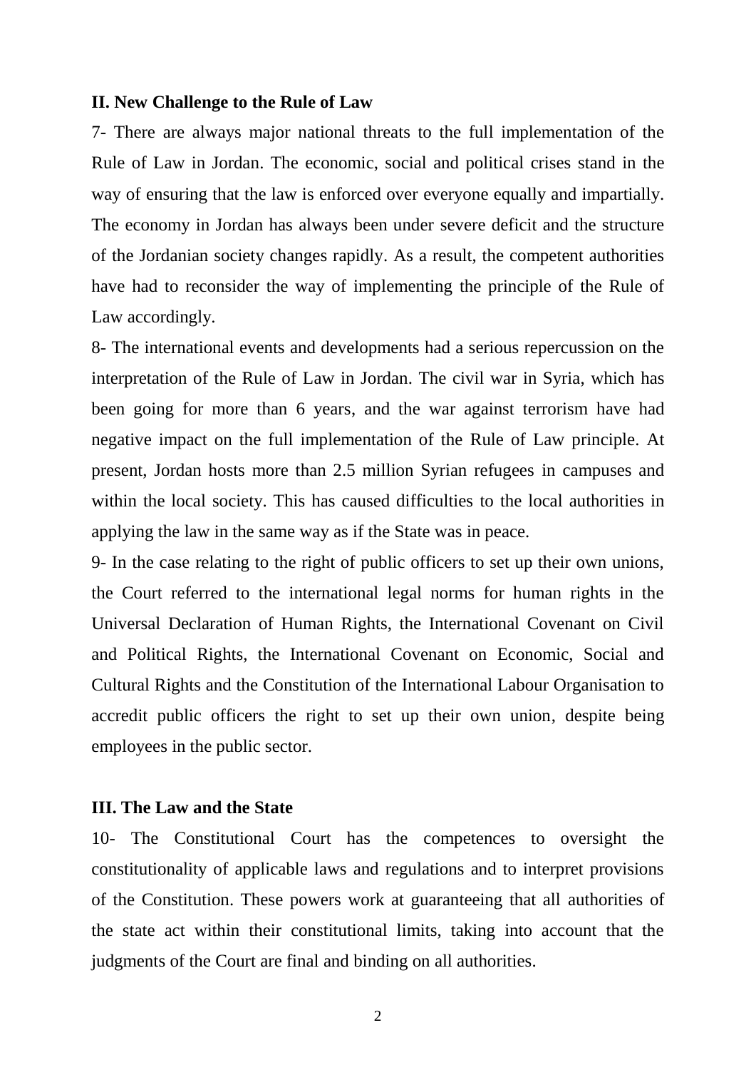## II. New Challenge to the Rule of Law

7- There are always major national threats to the full implementation of the Rule of Law in Jordan. The economic, social and political crises stand in the way of ensuring that the law is enforced over everyone equally and impartially. The economy in Jordan has always been under severe deficit and the structure of the Jordanian society changes rapidly. As a result, the competent authorities have had to reconsider the way of implementing the principle of the Rule of Law accordingly.

8- The international events and developments had a serious repercussion on the interpretation of the Rule of Law in Jordan. The civil war in Syria, which has been going for more than 6 years, and the war against terrorism have had negative impact on the full implementation of the Rule of Law principle. At present, Jordan hosts more than 2.5 million Syrian refugees in campuses and within the local society. This has caused difficulties to the local authorities in applying the law in the same way as if the State was in peace.

9- In the case relating to the right of public officers to set up their own unions, the Court referred to the international legal norms for human rights in the Universal Declaration of Human Rights, the International Covenant on Civil and Political Rights, the International Covenant on Economic, Social and Cultural Rights and the Constitution of the International Labour Organisation to accredit public officers the right to set up their own union, despite being employees in the public sector.

## III. The Law and the State

10- The Constitutional Court has the competences to oversight the constitutionality of applicable laws and regulations and to interpret provisions of the Constitution. These powers work at guaranteeing that all authorities of the state act within their constitutional limits, taking into account that the judgments of the Court are final and binding on all authorities.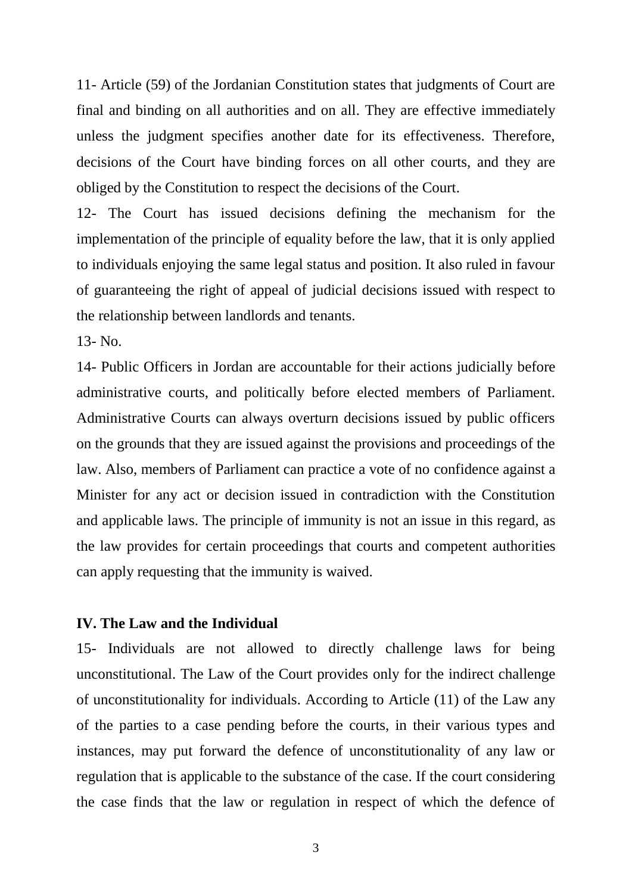11- Article (59) of the Jordanian Constitution states that judgments of Court are final and binding on all authorities and on all. They are effective immediately unless the judgment specifies another date for its effectiveness. Therefore, decisions of the Court have binding forces on all other courts, and they are obliged by the Constitution to respect the decisions of the Court.

12- The Court has issued decisions defining the mechanism for the implementation of the principle of equality before the law, that it is only applied to individuals enjoying the same legal status and position. It also ruled in favour of guaranteeing the right of appeal of judicial decisions issued with respect to the relationship between landlords and tenants.

13- No.

14- Public Officers in Jordan are accountable for their actions judicially before administrative courts, and politically before elected members of Parliament. Administrative Courts can always overturn decisions issued by public officers on the grounds that they are issued against the provisions and proceedings of the law. Also, members of Parliament can practice a vote of no confidence against a Minister for any act or decision issued in contradiction with the Constitution and applicable laws. The principle of immunity is not an issue in this regard, as the law provides for certain proceedings that courts and competent authorities can apply requesting that the immunity is waived.

## IV. The Law and the Individual

15- Individuals are not allowed to directly challenge laws for being unconstitutional. The Law of the Court provides only for the indirect challenge of unconstitutionality for individuals. According to Article (11) of the Law any of the parties to a case pending before the courts, in their various types and instances, may put forward the defence of unconstitutionality of any law or regulation that is applicable to the substance of the case. If the court considering the case finds that the law or regulation in respect of which the defence of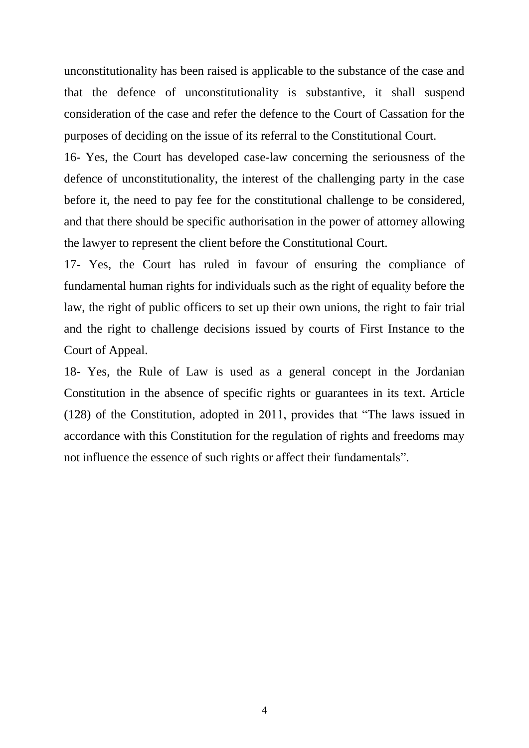unconstitutionality has been raised is applicable to the substance of the case and that the defence of unconstitutionality is substantive, it shall suspend consideration of the case and refer the defence to the Court of Cassation for the purposes of deciding on the issue of its referral to the Constitutional Court.

16- Yes, the Court has developed case-law concerning the seriousness of the defence of unconstitutionality, the interest of the challenging party in the case before it, the need to pay fee for the constitutional challenge to be considered, and that there should be specific authorisation in the power of attorney allowing the lawyer to represent the client before the Constitutional Court.

17- Yes, the Court has ruled in favour of ensuring the compliance of fundamental human rights for individuals such as the right of equality before the law, the right of public officers to set up their own unions, the right to fair trial and the right to challenge decisions issued by courts of First Instance to the Court of Appeal.

18- Yes, the Rule of Law is used as a general concept in the Jordanian Constitution in the absence of specific rights or guarantees in its text. Article (128) of the Constitution, adopted in 2011, provides that "The laws issued in accordance with this Constitution for the regulation of rights and freedoms may not influence the essence of such rights or affect their fundamentals".